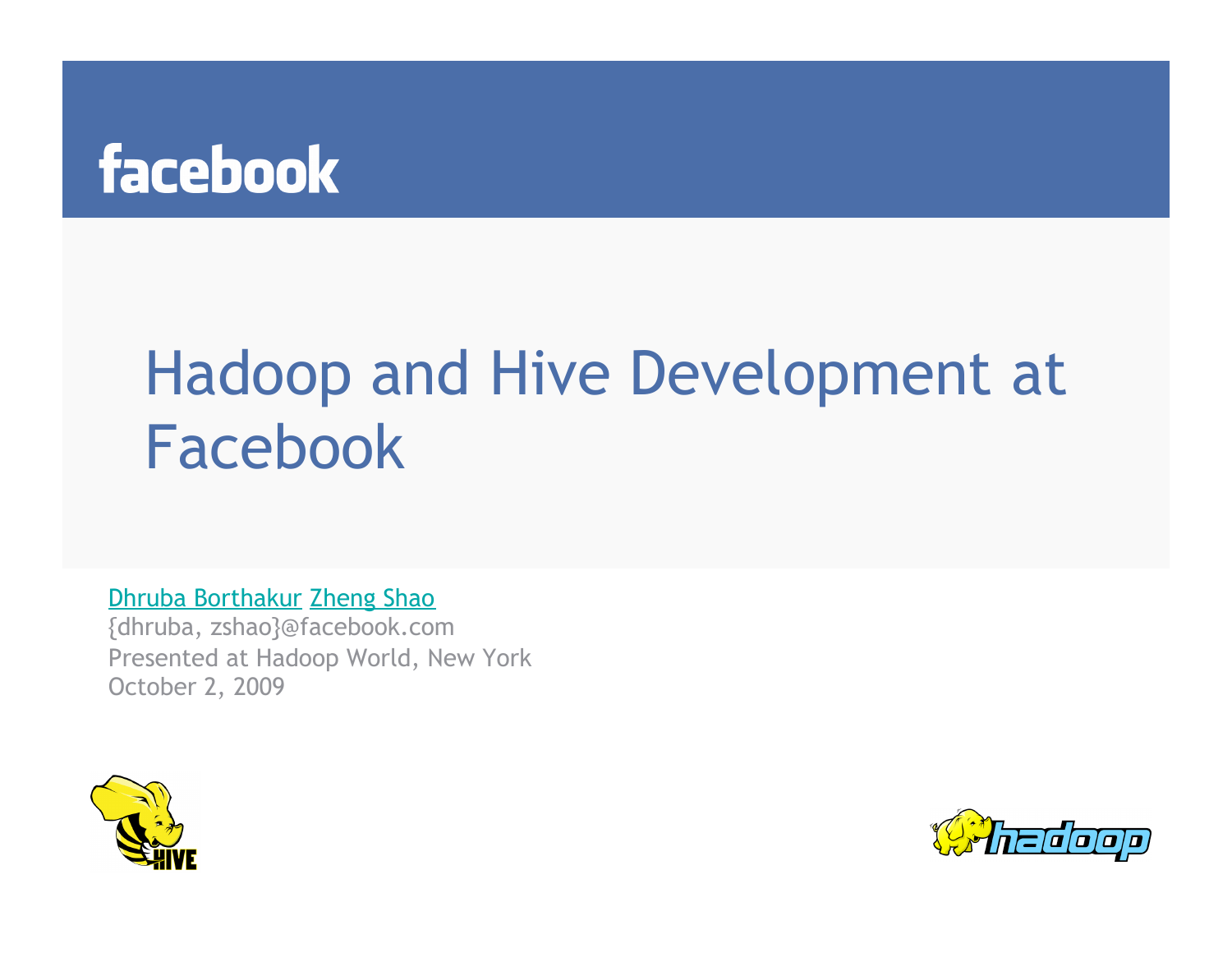facebook

# Hadoop and Hive Development at Facebook

Dhruba Borthakur Zheng Shao
{dhruba, zshao}@facebook.com
Presented at Hadoop World, New York
October 2, 2009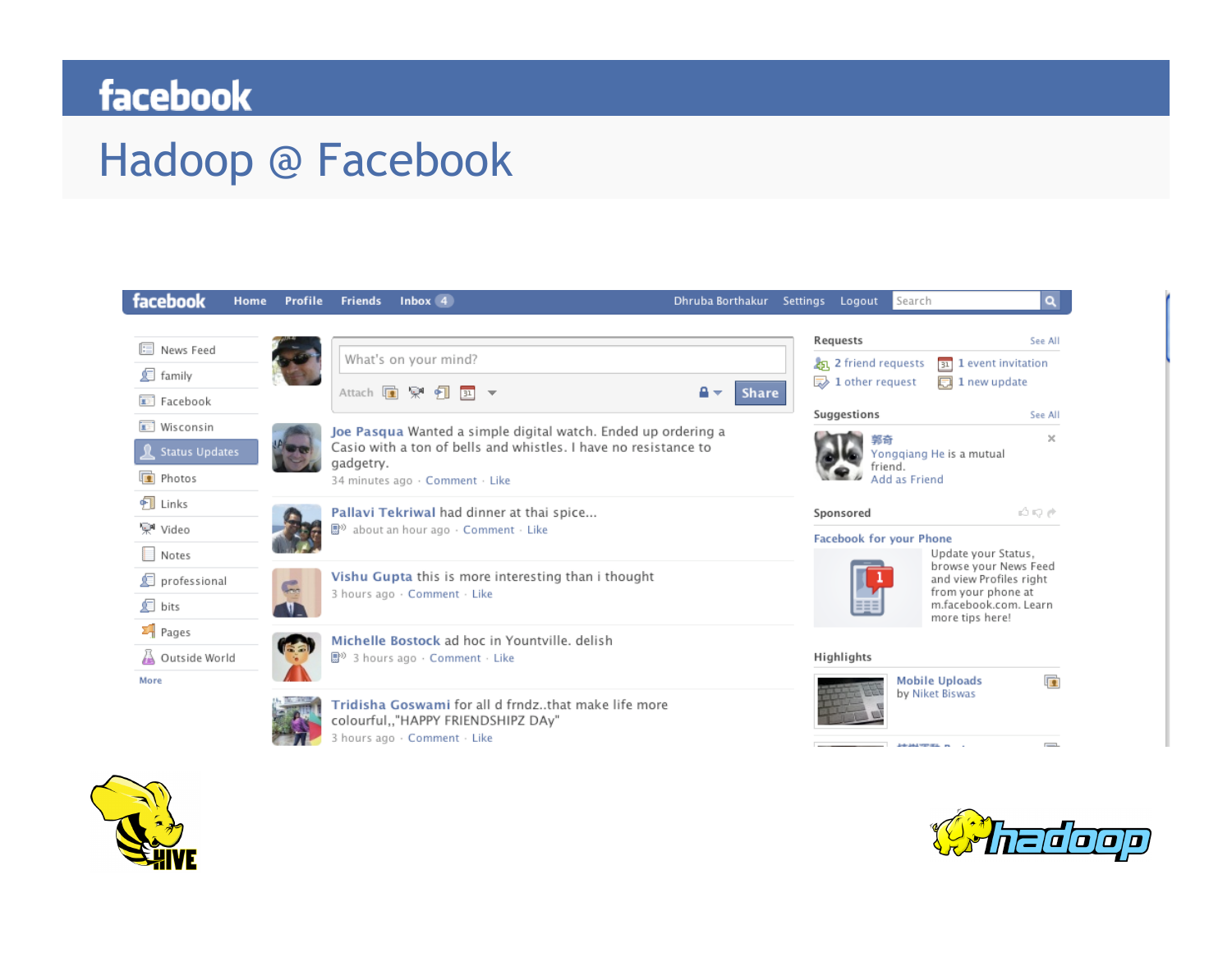# Hadoop @ Facebook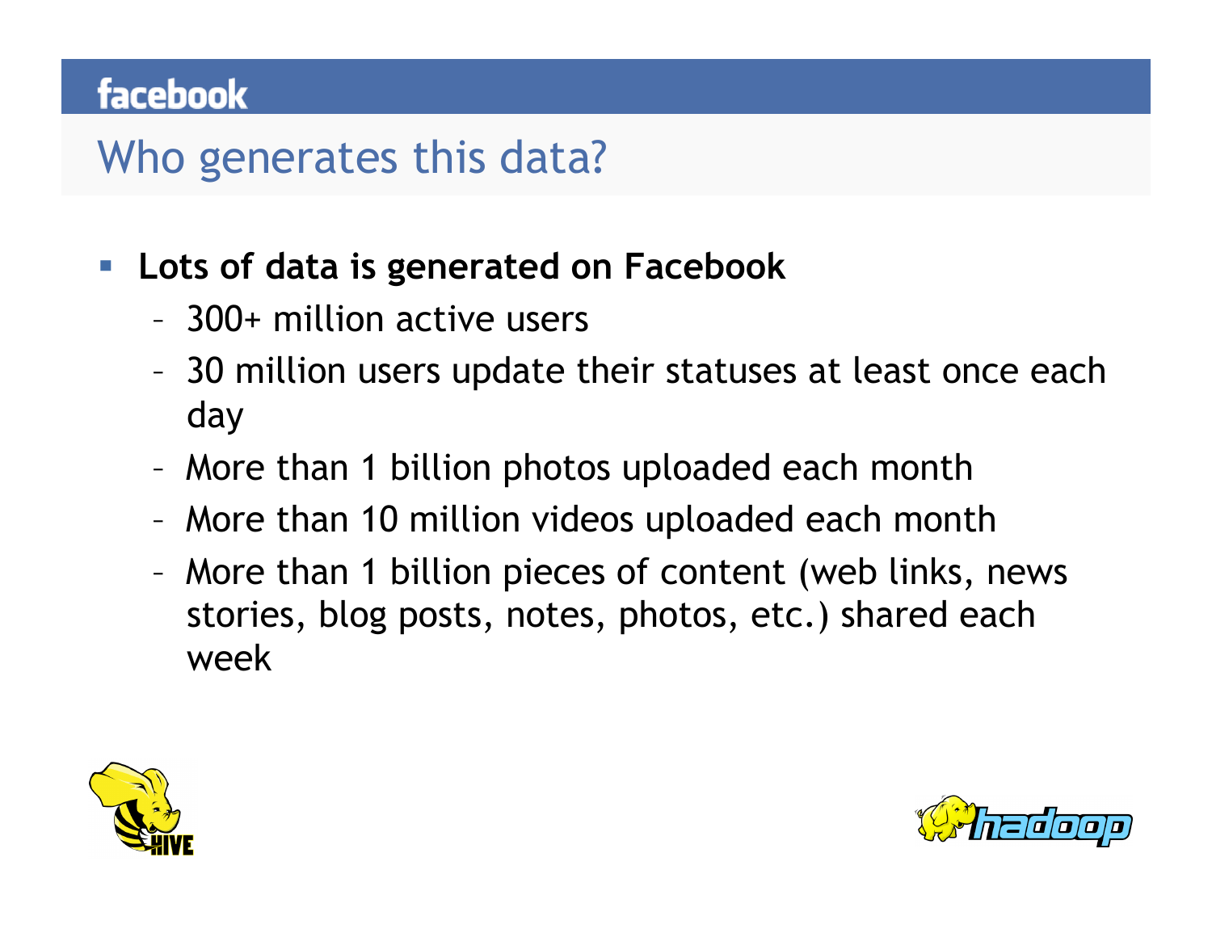## Who generates this data?

- **Lots of data is generated on Facebook**
  - 300+ million active users
  - 30 million users update their statuses at least once each day
  - More than 1 billion photos uploaded each month
  - More than 10 million videos uploaded each month
  - More than 1 billion pieces of content (web links, news stories, blog posts, notes, photos, etc.) shared each week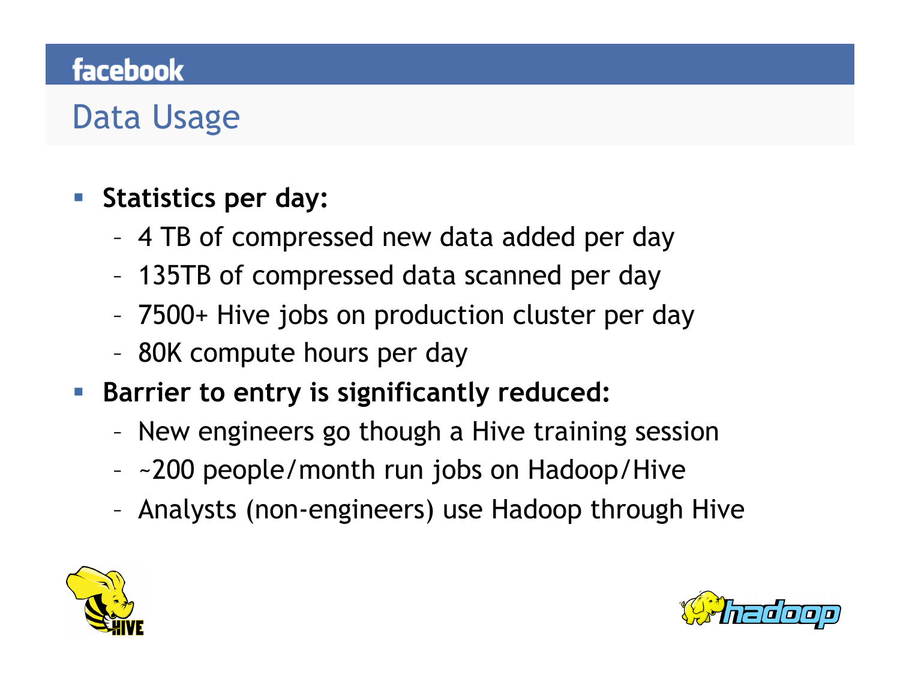# Data Usage

- **Statistics per day:**
  - 4 TB of compressed new data added per day
  - 135TB of compressed data scanned per day
  - 7500+ Hive jobs on production cluster per day
  - 80K compute hours per day
- **Barrier to entry is significantly reduced:**
  - New engineers go though a Hive training session
  - ~200 people/month run jobs on Hadoop/Hive
  - Analysts (non-engineers) use Hadoop through Hive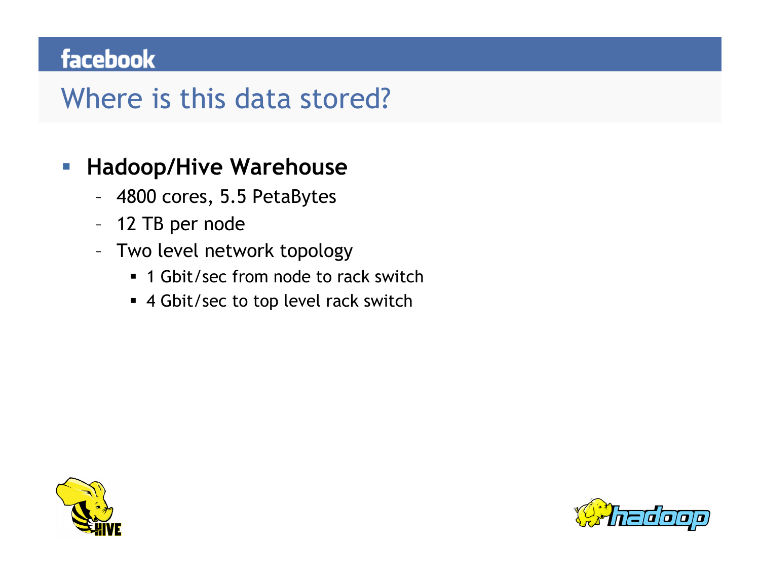# Where is this data stored?

- **Hadoop/Hive Warehouse**
  - 4800 cores, 5.5 PetaBytes
  - 12 TB per node
  - Two level network topology
    - 1 Gbit/sec from node to rack switch
    - 4 Gbit/sec to top level rack switch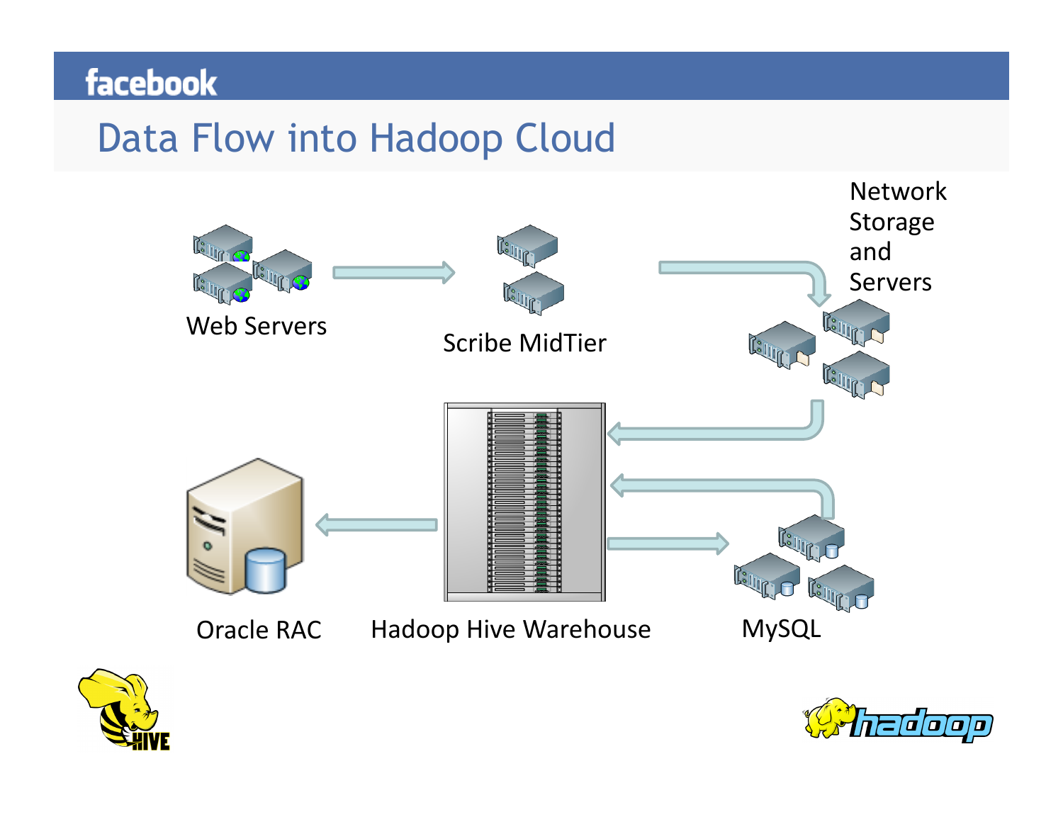# Data Flow into Hadoop Cloud

Web Servers

Scribe MidTier

Network Storage and Servers

Oracle RAC

Hadoop Hive Warehouse

MySQL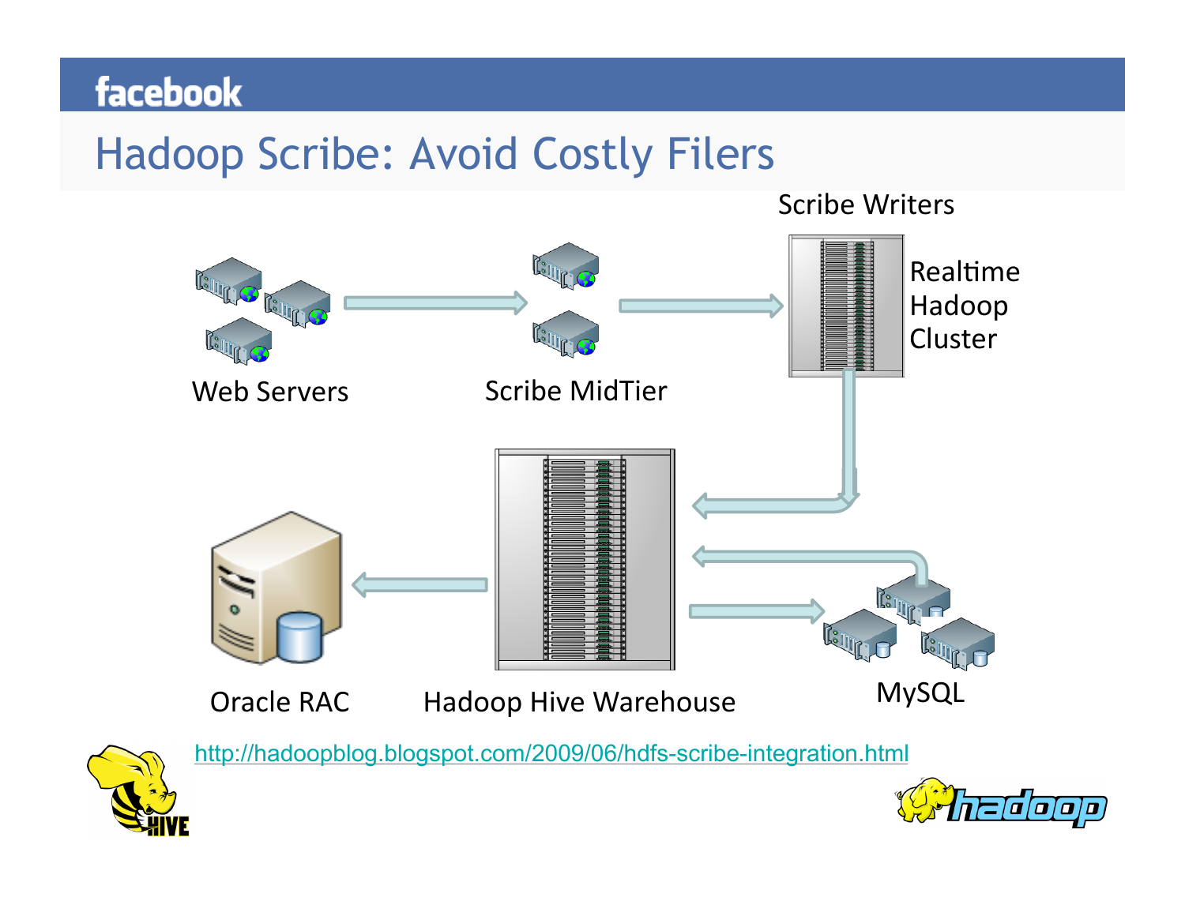# Hadoop Scribe: Avoid Costly Filers

Scribe Writers

Web Servers → Scribe MidTier → Realtime Hadoop Cluster

Oracle RAC

Hadoop Hive Warehouse

MySQL

http://hadoopblog.blogspot.com/2009/06/hdfs-scribe-integration.html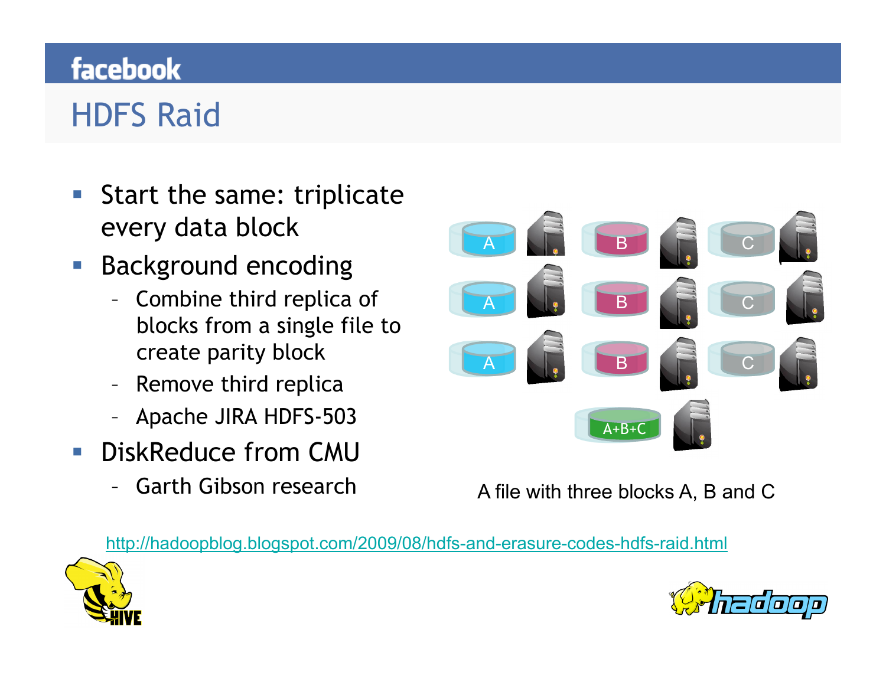# HDFS Raid

- Start the same: triplicate every data block
- Background encoding
  - Combine third replica of blocks from a single file to create parity block
  - Remove third replica
  - Apache JIRA HDFS-503
- DiskReduce from CMU
  - Garth Gibson research

A file with three blocks A, B and C

http://hadoopblog.blogspot.com/2009/08/hdfs-and-erasure-codes-hdfs-raid.html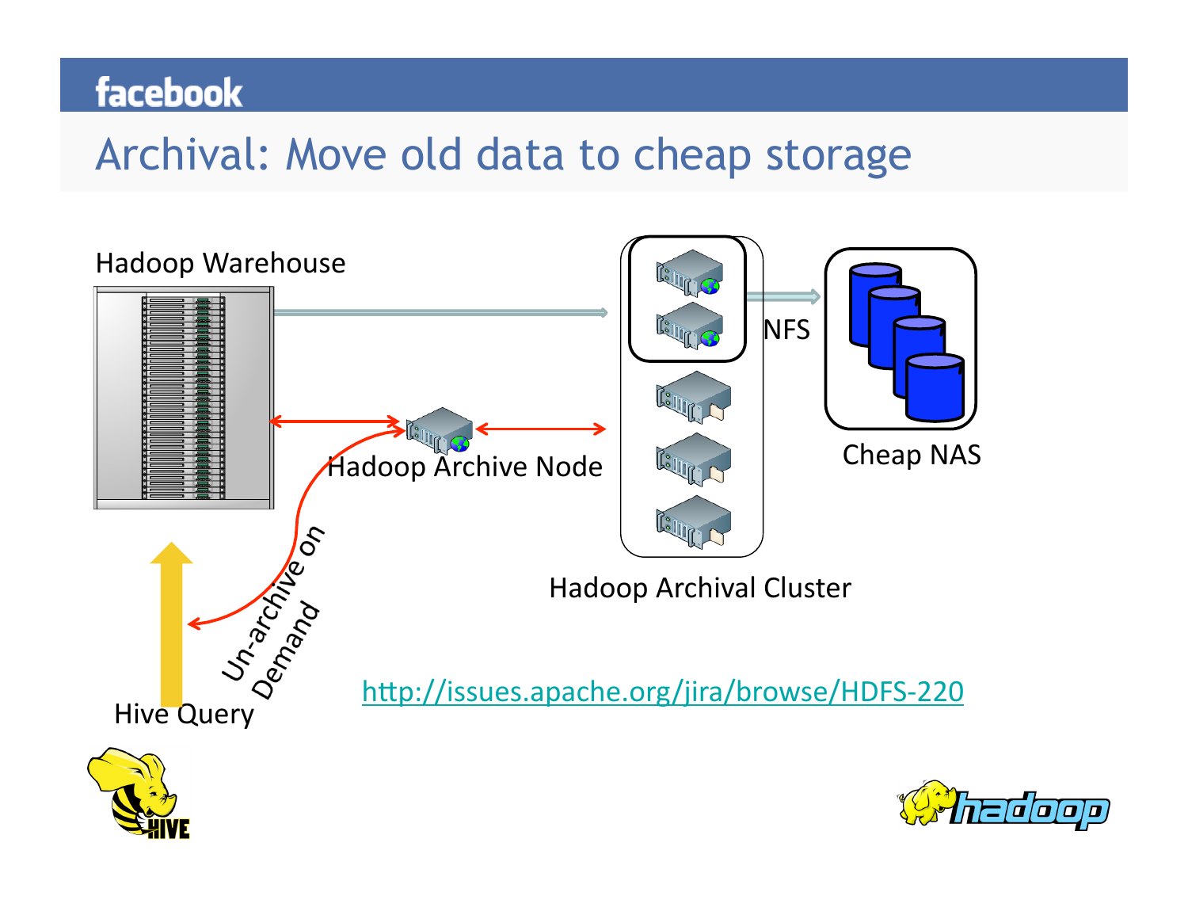# Archival: Move old data to cheap storage

Hadoop Warehouse

Hadoop Archive Node

Hadoop Archival Cluster

NFS

Cheap NAS

Un-archive on Demand

Hive Query

http://issues.apache.org/jira/browse/HDFS-220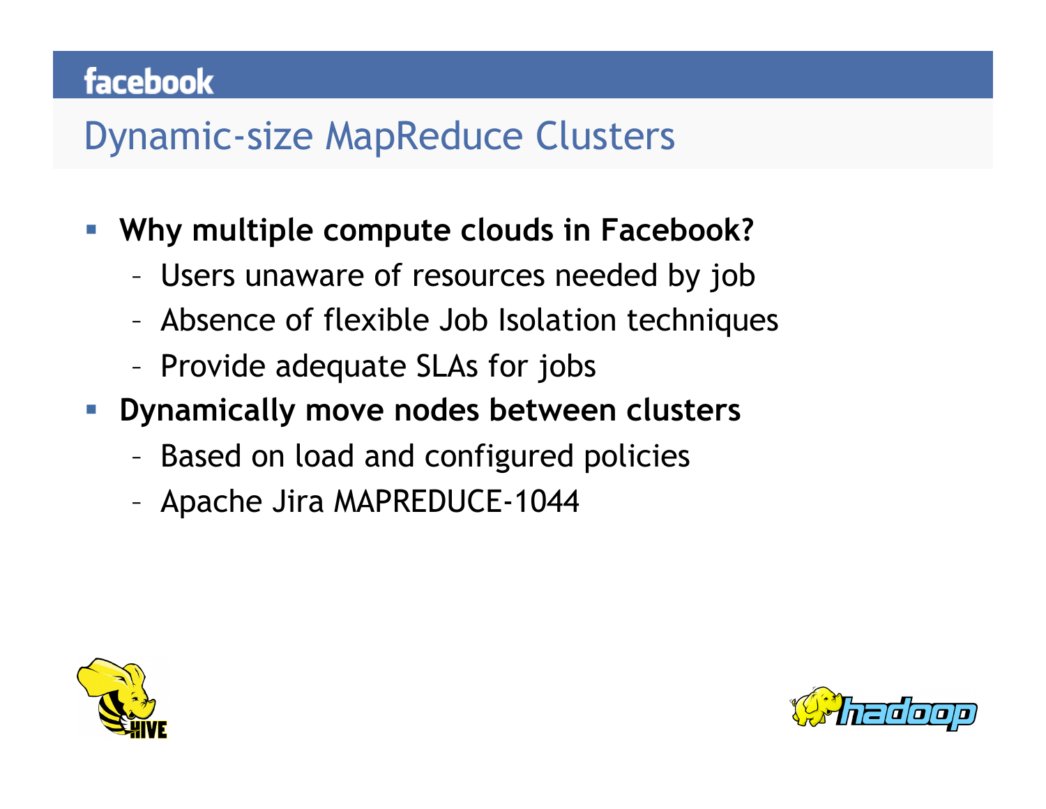# Dynamic-size MapReduce Clusters

- **Why multiple compute clouds in Facebook?**
  - Users unaware of resources needed by job
  - Absence of flexible Job Isolation techniques
  - Provide adequate SLAs for jobs
- **Dynamically move nodes between clusters**
  - Based on load and configured policies
  - Apache Jira MAPREDUCE-1044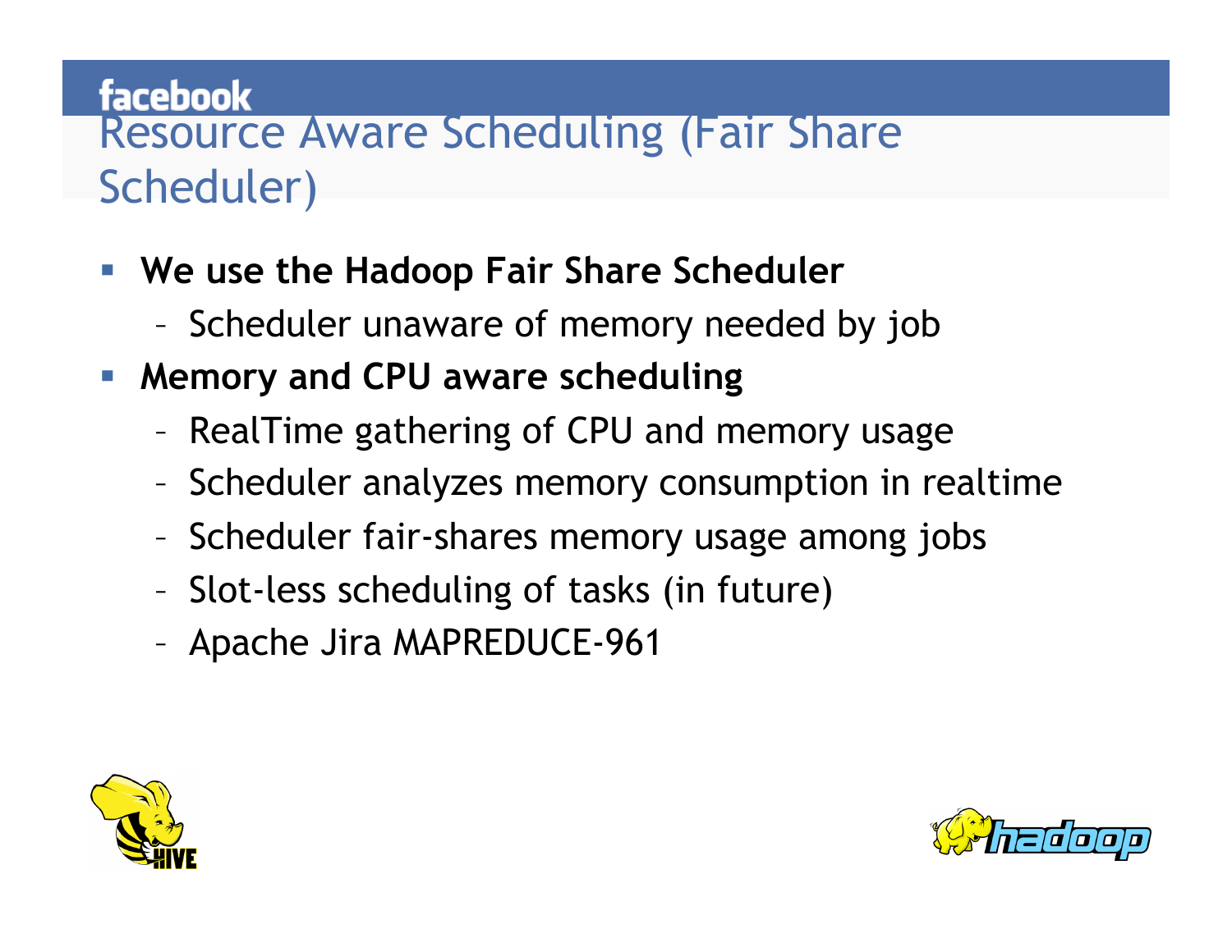# Resource Aware Scheduling (Fair Share Scheduler)

- **We use the Hadoop Fair Share Scheduler**
  - Scheduler unaware of memory needed by job
- **Memory and CPU aware scheduling**
  - RealTime gathering of CPU and memory usage
  - Scheduler analyzes memory consumption in realtime
  - Scheduler fair-shares memory usage among jobs
  - Slot-less scheduling of tasks (in future)
  - Apache Jira MAPREDUCE-961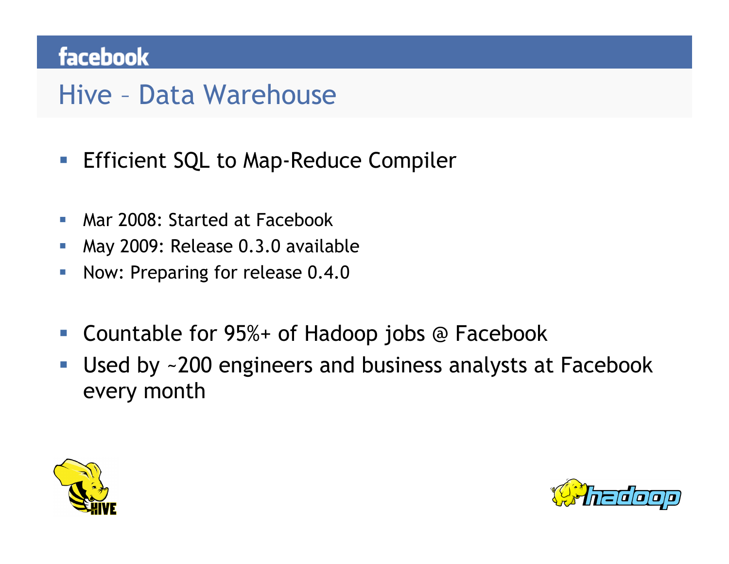# Hive – Data Warehouse

- Efficient SQL to Map-Reduce Compiler

- Mar 2008: Started at Facebook
- May 2009: Release 0.3.0 available
- Now: Preparing for release 0.4.0

- Countable for 95%+ of Hadoop jobs @ Facebook
- Used by ~200 engineers and business analysts at Facebook every month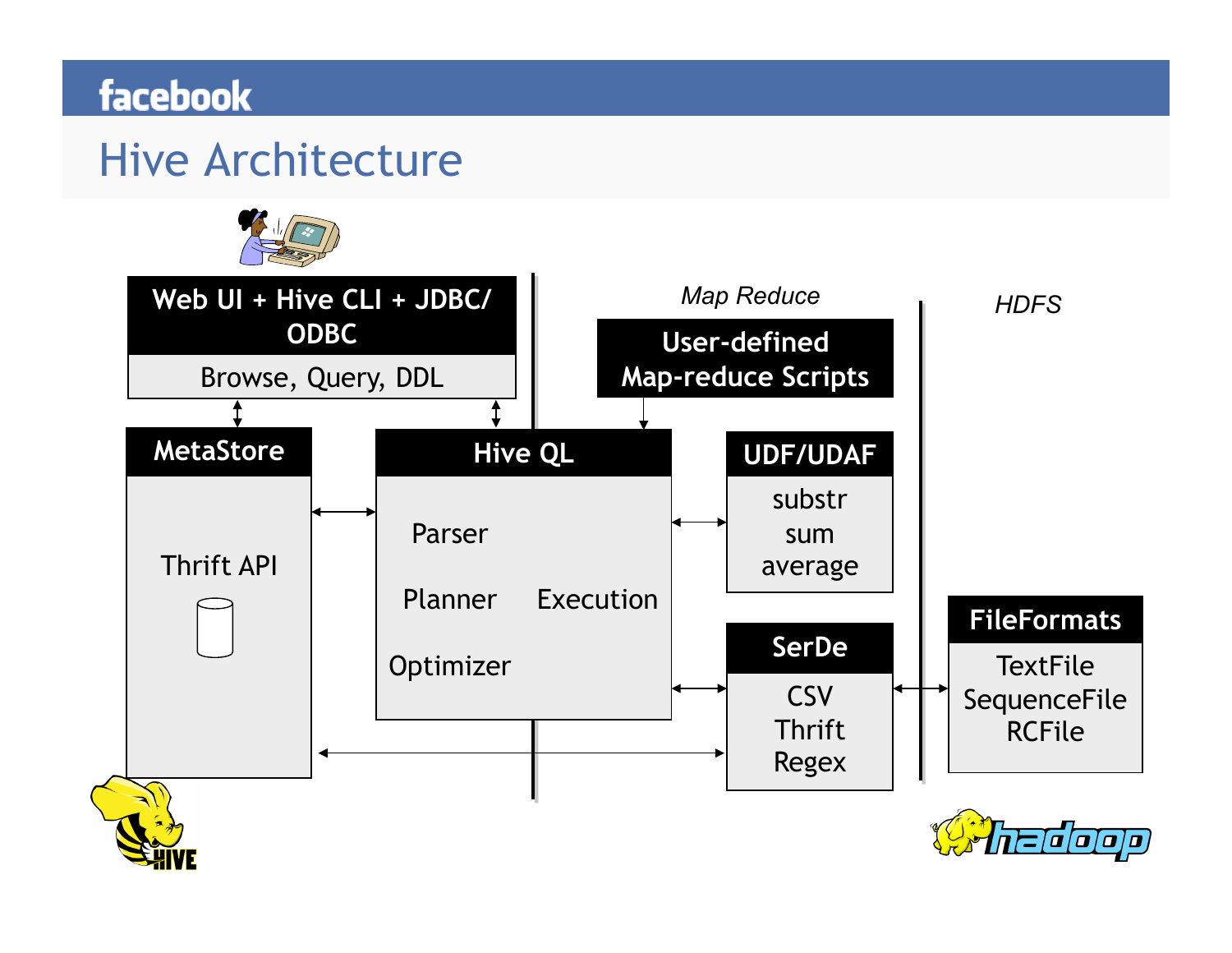# Hive Architecture

Web UI + Hive CLI + JDBC/ODBC

Browse, Query, DDL

MetaStore

Thrift API

Hive QL

Parser

Planner

Execution

Optimizer

*Map Reduce*

User-defined Map-reduce Scripts

UDF/UDAF

substr
sum
average

SerDe

CSV
Thrift
Regex

*HDFS*

FileFormats

TextFile
SequenceFile
RCFile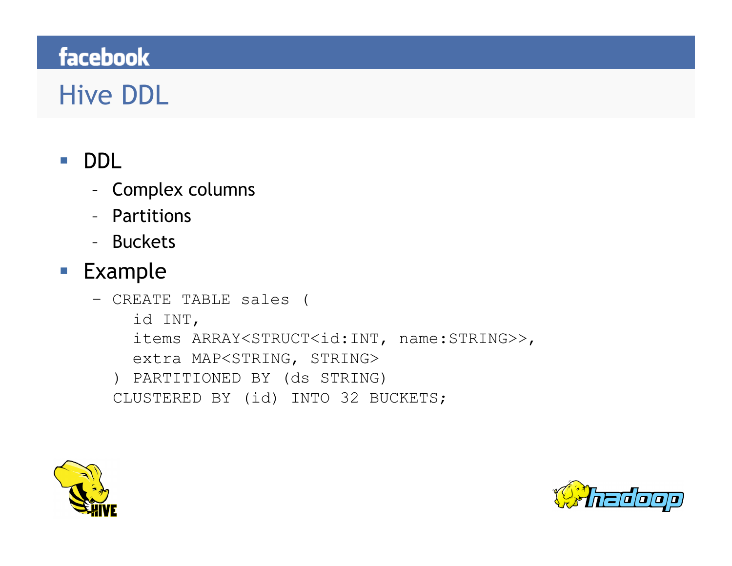# Hive DDL

- DDL
  - Complex columns
  - Partitions
  - Buckets
- Example

```
CREATE TABLE sales (
  id INT,
  items ARRAY<STRUCT<id:INT, name:STRING>>,
  extra MAP<STRING, STRING>
) PARTITIONED BY (ds STRING)
CLUSTERED BY (id) INTO 32 BUCKETS;
```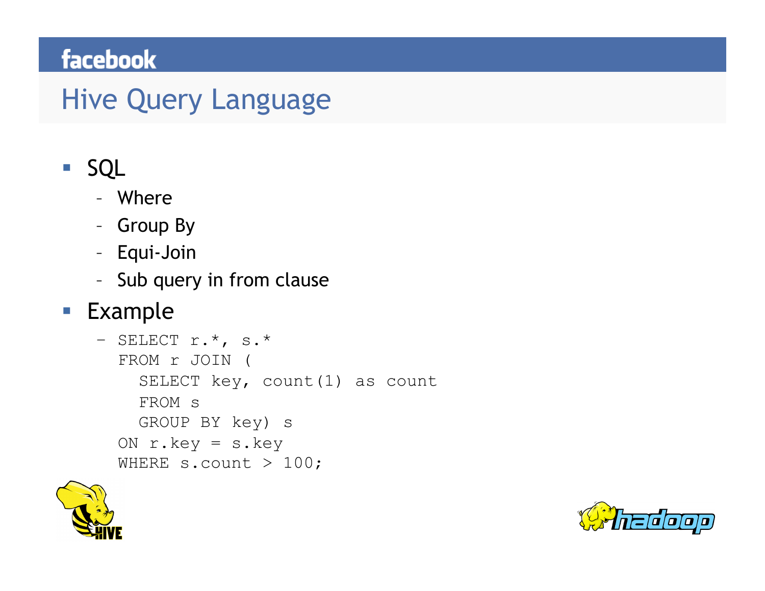# Hive Query Language

- SQL
  - Where
  - Group By
  - Equi-Join
  - Sub query in from clause
- Example

```
SELECT r.*, s.*
FROM r JOIN (
  SELECT key, count(1) as count
  FROM s
  GROUP BY key) s
ON r.key = s.key
WHERE s.count > 100;
```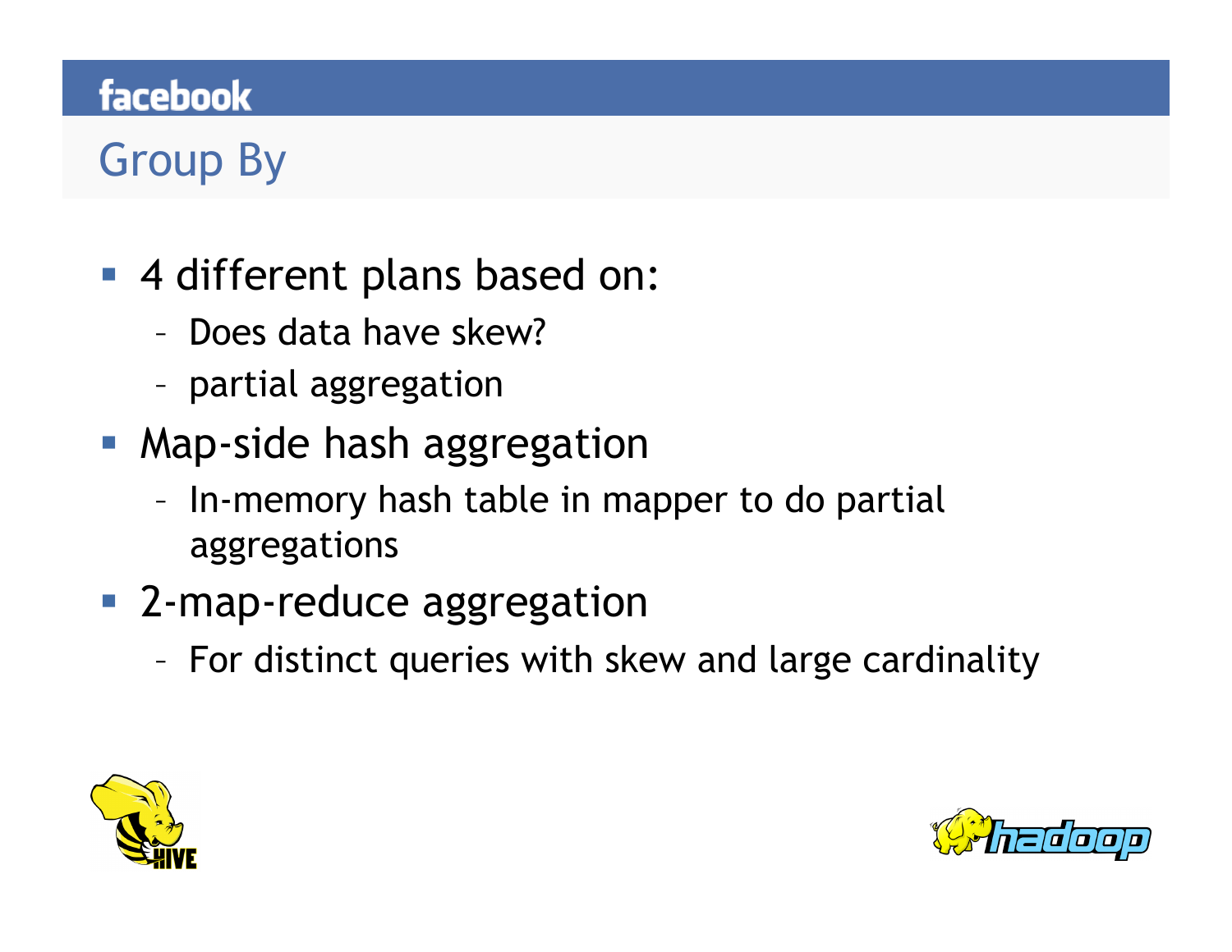# Group By

- 4 different plans based on:
  - Does data have skew?
  - partial aggregation
- Map-side hash aggregation
  - In-memory hash table in mapper to do partial aggregations
- 2-map-reduce aggregation
  - For distinct queries with skew and large cardinality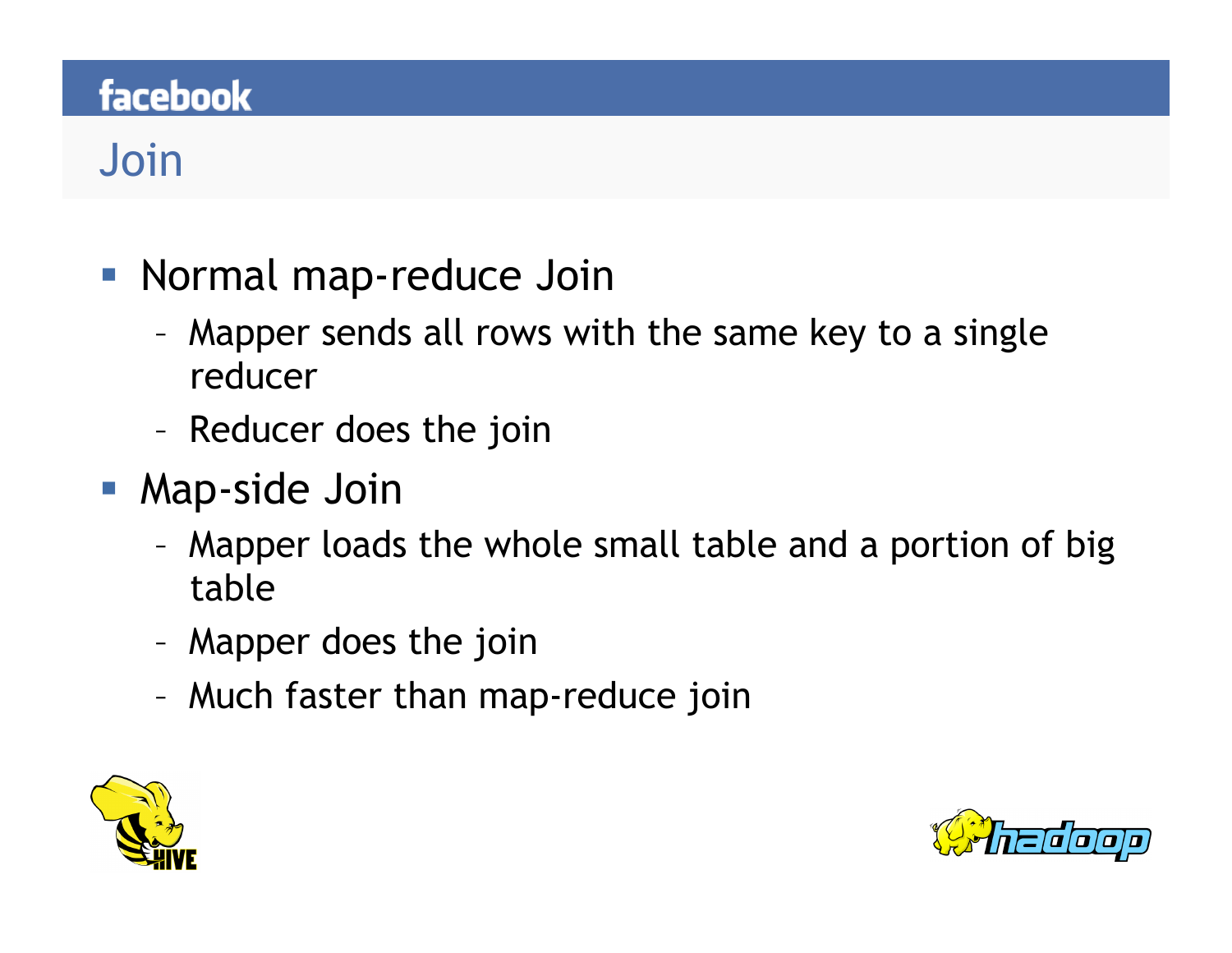# Join

- Normal map-reduce Join
  - Mapper sends all rows with the same key to a single reducer
  - Reducer does the join
- Map-side Join
  - Mapper loads the whole small table and a portion of big table
  - Mapper does the join
  - Much faster than map-reduce join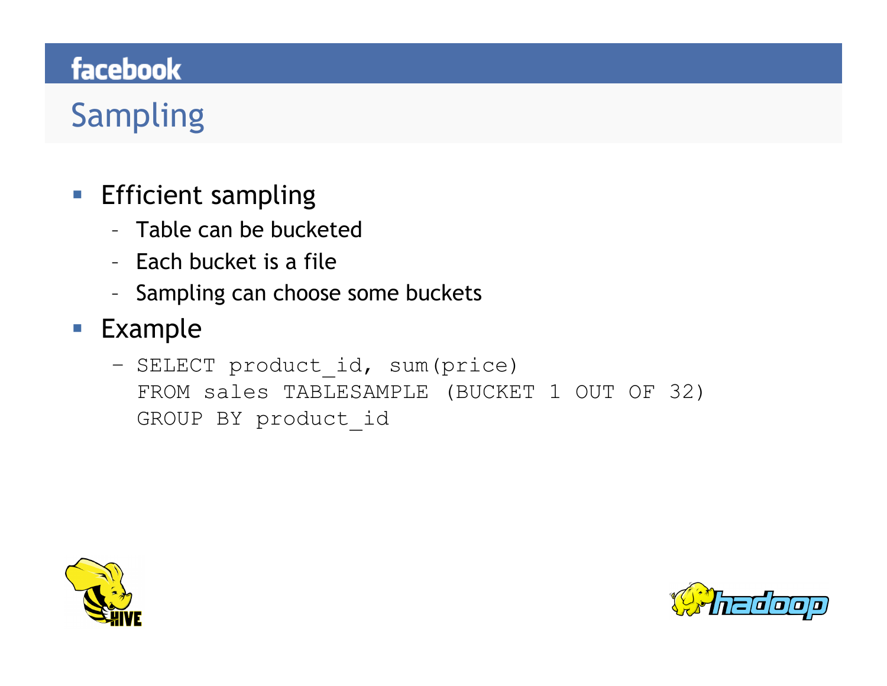# Sampling

- Efficient sampling
  - Table can be bucketed
  - Each bucket is a file
  - Sampling can choose some buckets
- Example

```
SELECT product_id, sum(price)
FROM sales TABLESAMPLE (BUCKET 1 OUT OF 32)
GROUP BY product_id
```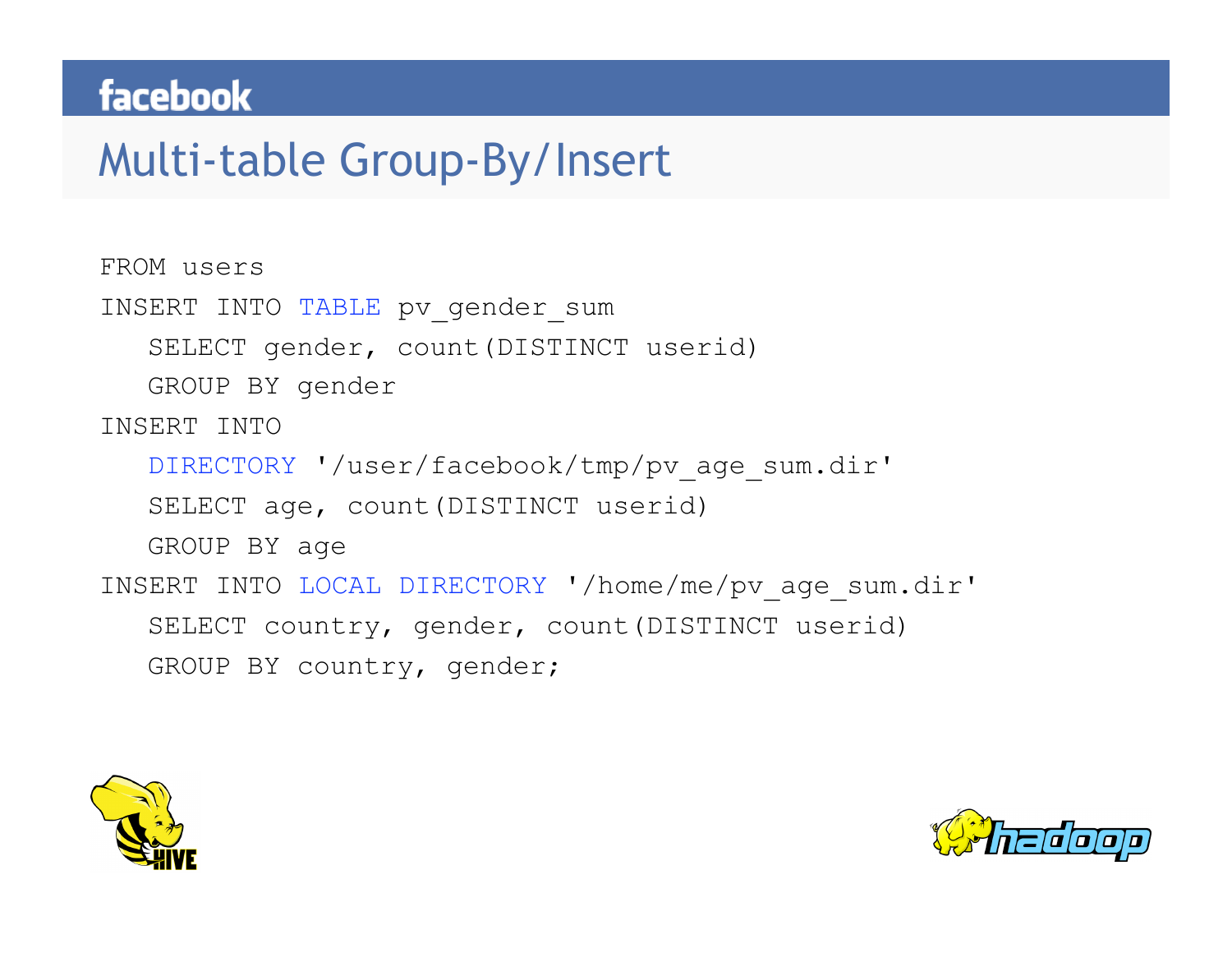# Multi-table Group-By/Insert

```
FROM users
INSERT INTO TABLE pv_gender_sum
   SELECT gender, count(DISTINCT userid)
   GROUP BY gender
INSERT INTO
   DIRECTORY '/user/facebook/tmp/pv_age_sum.dir'
   SELECT age, count(DISTINCT userid)
   GROUP BY age
INSERT INTO LOCAL DIRECTORY '/home/me/pv_age_sum.dir'
   SELECT country, gender, count(DISTINCT userid)
   GROUP BY country, gender;
```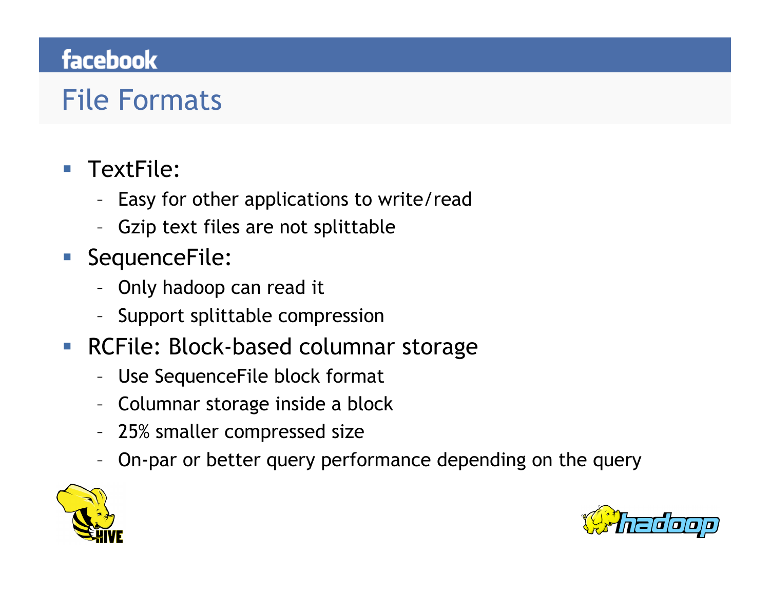# File Formats

- TextFile:
  - Easy for other applications to write/read
  - Gzip text files are not splittable
- SequenceFile:
  - Only hadoop can read it
  - Support splittable compression
- RCFile: Block-based columnar storage
  - Use SequenceFile block format
  - Columnar storage inside a block
  - 25% smaller compressed size
  - On-par or better query performance depending on the query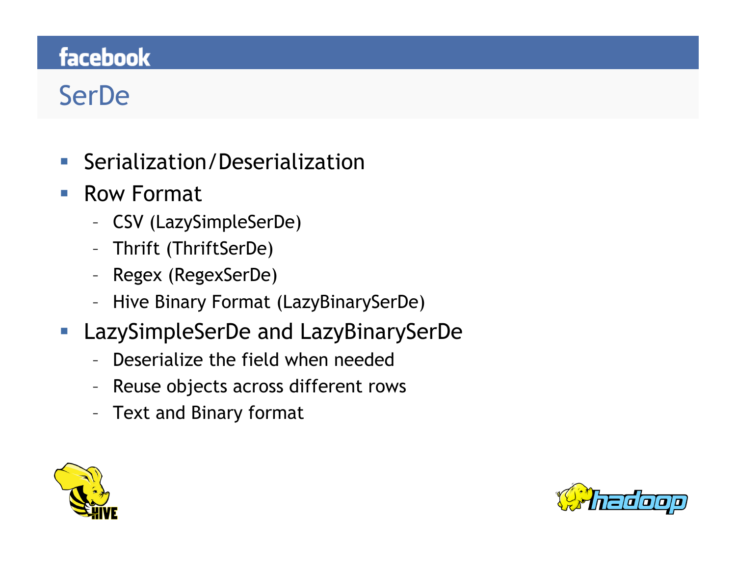# SerDe

- Serialization/Deserialization
- Row Format
  - CSV (LazySimpleSerDe)
  - Thrift (ThriftSerDe)
  - Regex (RegexSerDe)
  - Hive Binary Format (LazyBinarySerDe)
- LazySimpleSerDe and LazyBinarySerDe
  - Deserialize the field when needed
  - Reuse objects across different rows
  - Text and Binary format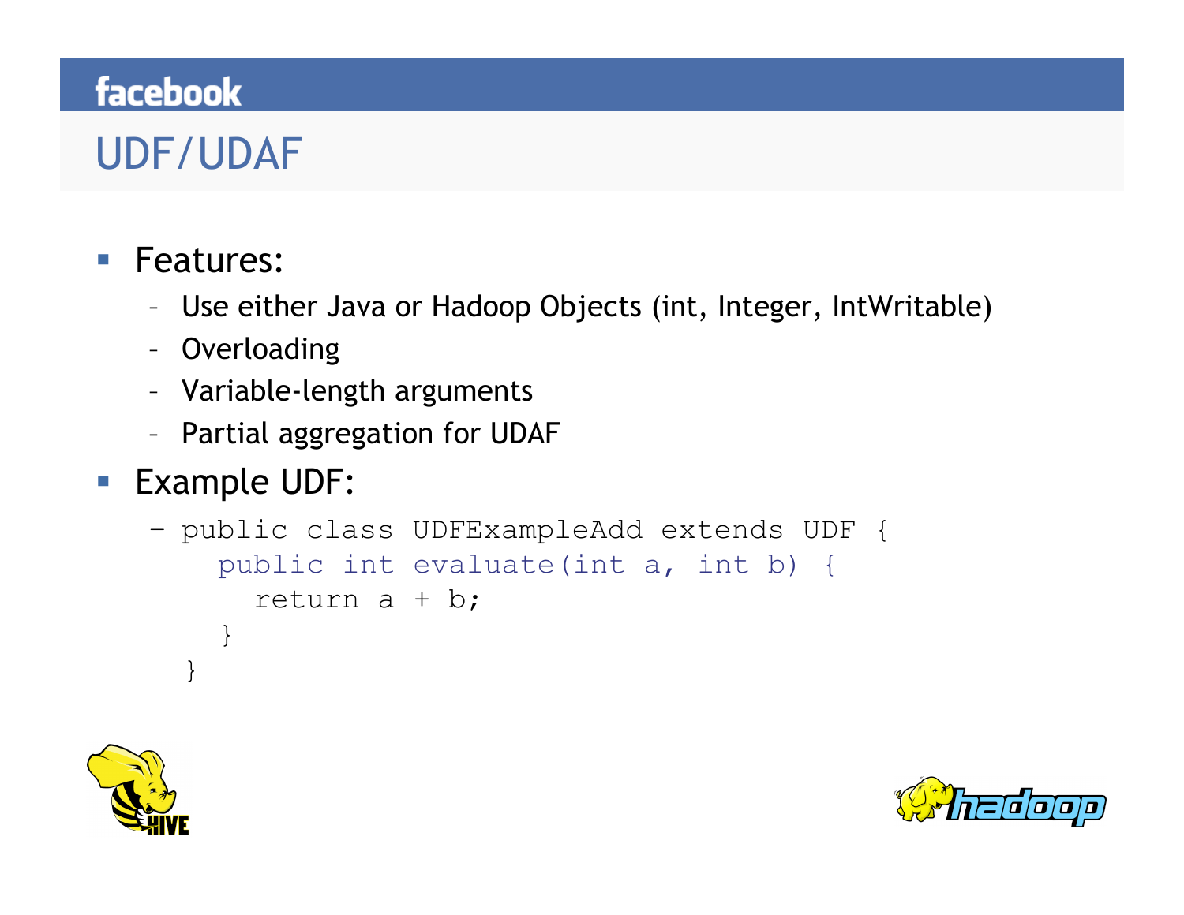# UDF/UDAF

- Features:
  - Use either Java or Hadoop Objects (int, Integer, IntWritable)
  - Overloading
  - Variable-length arguments
  - Partial aggregation for UDAF
- Example UDF:

```
public class UDFExampleAdd extends UDF {
  public int evaluate(int a, int b) {
    return a + b;
  }
}
```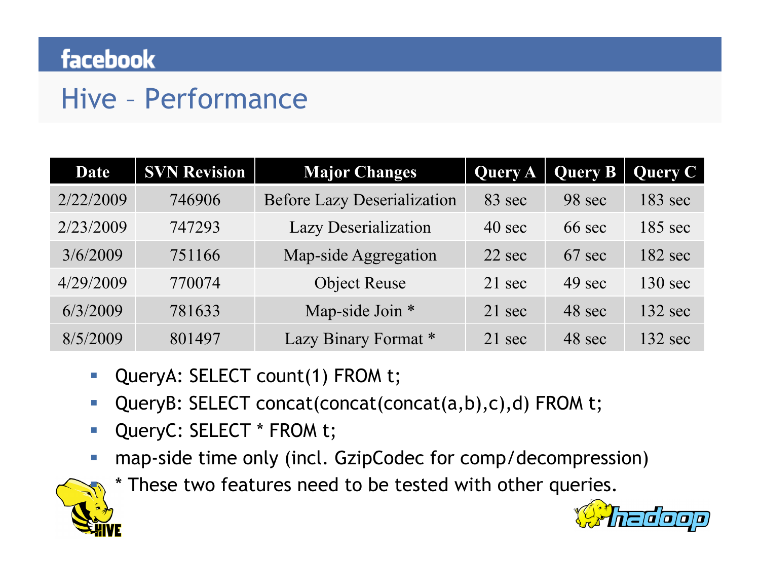# Hive – Performance

| Date | SVN Revision | Major Changes | Query A | Query B | Query C |
| --- | --- | --- | --- | --- | --- |
| 2/22/2009 | 746906 | Before Lazy Deserialization | 83 sec | 98 sec | 183 sec |
| 2/23/2009 | 747293 | Lazy Deserialization | 40 sec | 66 sec | 185 sec |
| 3/6/2009 | 751166 | Map-side Aggregation | 22 sec | 67 sec | 182 sec |
| 4/29/2009 | 770074 | Object Reuse | 21 sec | 49 sec | 130 sec |
| 6/3/2009 | 781633 | Map-side Join * | 21 sec | 48 sec | 132 sec |
| 8/5/2009 | 801497 | Lazy Binary Format * | 21 sec | 48 sec | 132 sec |

- QueryA: SELECT count(1) FROM t;
- QueryB: SELECT concat(concat(concat(a,b),c),d) FROM t;
- QueryC: SELECT * FROM t;
- map-side time only (incl. GzipCodec for comp/decompression)
- * These two features need to be tested with other queries.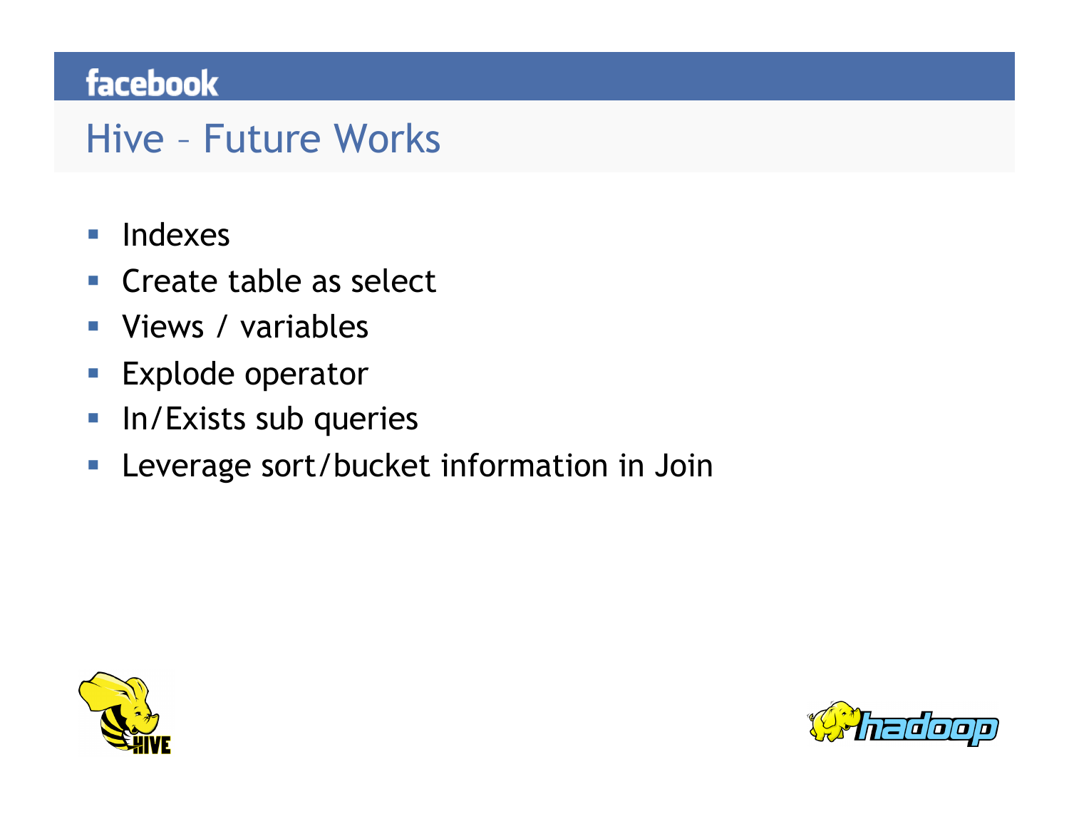# Hive – Future Works

- Indexes
- Create table as select
- Views / variables
- Explode operator
- In/Exists sub queries
- Leverage sort/bucket information in Join